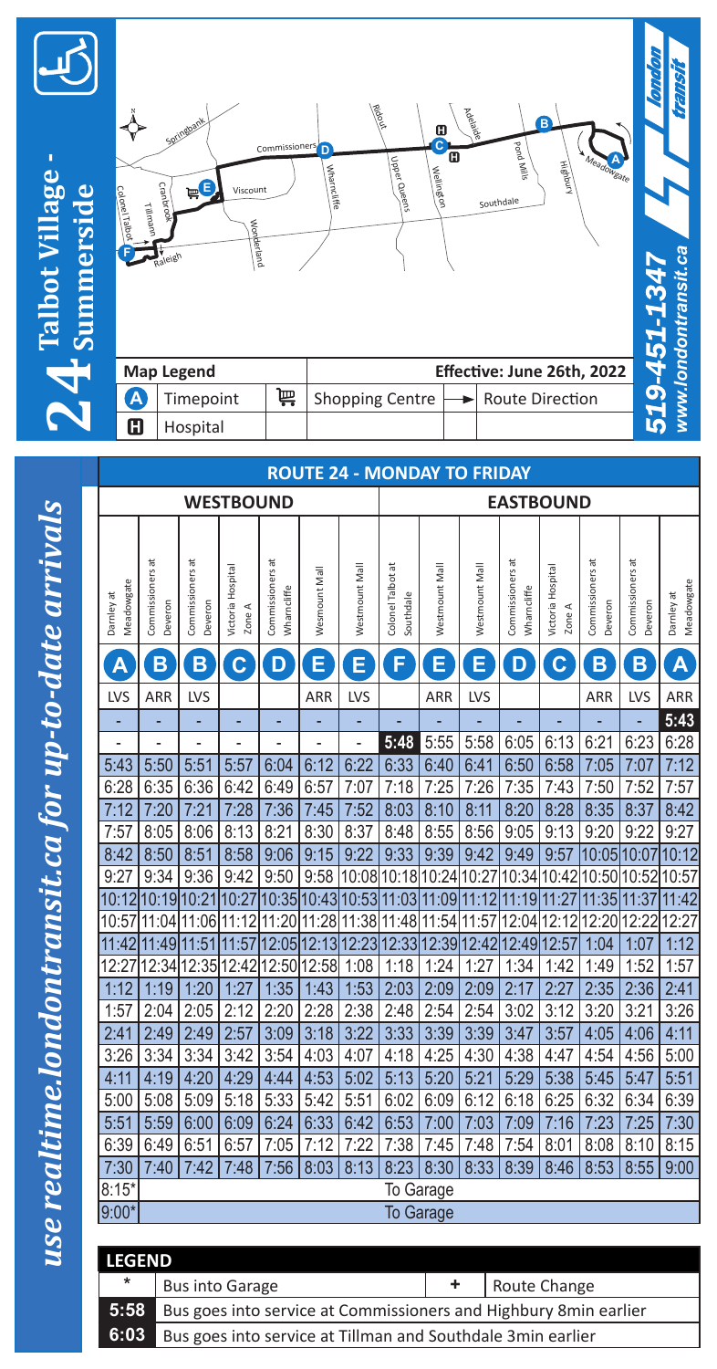# 24 Talbot Village - Summerside

**Map Legend**

| Symbol | Meaning | Symbol | Meaning | Symbol | Meaning |
|---|---|---|---|---|---|
| A | Timepoint | 🛒 | Shopping Centre | → | Route Direction |
| H | Hospital | | | | |

Effective: June 26th, 2022

519-451-1347
www.londontransit.ca

*use realtime.londontransit.ca for up-to-date arrivals*

## ROUTE 24 - MONDAY TO FRIDAY

| WESTBOUND | | | | | | | EASTBOUND | | | | | | | |
|---|---|---|---|---|---|---|---|---|---|---|---|---|---|---|
| Darnley at Meadowgate | Commissioners at Deveron | Commissioners at Deveron | Victoria Hospital Zone A | Commissioners at Wharncliffe | Wesmount Mall | Westmount Mall | Colonel Talbot at Southdale | Westmount Mall | Westmount Mall | Commissioners at Wharncliffe | Victoria Hospital Zone A | Commissioners at Deveron | Commissioners at Deveron | Darnley at Meadowgate |
| A | B | B | C | D | E | E | F | E | E | D | C | B | B | A |
| LVS | ARR | LVS | | | ARR | LVS | | ARR | LVS | | | ARR | LVS | ARR |
| - | - | - | - | - | - | - | - | - | - | - | - | - | - | **5:43** |
| - | - | - | - | - | - | - | **5:48** | 5:55 | 5:58 | 6:05 | 6:13 | 6:21 | 6:23 | 6:28 |
| 5:43 | 5:50 | 5:51 | 5:57 | 6:04 | 6:12 | 6:22 | 6:33 | 6:40 | 6:41 | 6:50 | 6:58 | 7:05 | 7:07 | 7:12 |
| 6:28 | 6:35 | 6:36 | 6:42 | 6:49 | 6:57 | 7:07 | 7:18 | 7:25 | 7:26 | 7:35 | 7:43 | 7:50 | 7:52 | 7:57 |
| 7:12 | 7:20 | 7:21 | 7:28 | 7:36 | 7:45 | 7:52 | 8:03 | 8:10 | 8:11 | 8:20 | 8:28 | 8:35 | 8:37 | 8:42 |
| 7:57 | 8:05 | 8:06 | 8:13 | 8:21 | 8:30 | 8:37 | 8:48 | 8:55 | 8:56 | 9:05 | 9:13 | 9:20 | 9:22 | 9:27 |
| 8:42 | 8:50 | 8:51 | 8:58 | 9:06 | 9:15 | 9:22 | 9:33 | 9:39 | 9:42 | 9:49 | 9:57 | 10:05 | 10:07 | 10:12 |
| 9:27 | 9:34 | 9:36 | 9:42 | 9:50 | 9:58 | 10:08 | 10:18 | 10:24 | 10:27 | 10:34 | 10:42 | 10:50 | 10:52 | 10:57 |
| 10:12 | 10:19 | 10:21 | 10:27 | 10:35 | 10:43 | 10:53 | 11:03 | 11:09 | 11:12 | 11:19 | 11:27 | 11:35 | 11:37 | 11:42 |
| 10:57 | 11:04 | 11:06 | 11:12 | 11:20 | 11:28 | 11:38 | 11:48 | 11:54 | 11:57 | 12:04 | 12:12 | 12:20 | 12:22 | 12:27 |
| 11:42 | 11:49 | 11:51 | 11:57 | 12:05 | 12:13 | 12:23 | 12:33 | 12:39 | 12:42 | 12:49 | 12:57 | 1:04 | 1:07 | 1:12 |
| 12:27 | 12:34 | 12:35 | 12:42 | 12:50 | 12:58 | 1:08 | 1:18 | 1:24 | 1:27 | 1:34 | 1:42 | 1:49 | 1:52 | 1:57 |
| 1:12 | 1:19 | 1:20 | 1:27 | 1:35 | 1:43 | 1:53 | 2:03 | 2:09 | 2:09 | 2:17 | 2:27 | 2:35 | 2:36 | 2:41 |
| 1:57 | 2:04 | 2:05 | 2:12 | 2:20 | 2:28 | 2:38 | 2:48 | 2:54 | 2:54 | 3:02 | 3:12 | 3:20 | 3:21 | 3:26 |
| 2:41 | 2:49 | 2:49 | 2:57 | 3:09 | 3:18 | 3:22 | 3:33 | 3:39 | 3:39 | 3:47 | 3:57 | 4:05 | 4:06 | 4:11 |
| 3:26 | 3:34 | 3:34 | 3:42 | 3:54 | 4:03 | 4:07 | 4:18 | 4:25 | 4:30 | 4:38 | 4:47 | 4:54 | 4:56 | 5:00 |
| 4:11 | 4:19 | 4:20 | 4:29 | 4:44 | 4:53 | 5:02 | 5:13 | 5:20 | 5:21 | 5:29 | 5:38 | 5:45 | 5:47 | 5:51 |
| 5:00 | 5:08 | 5:09 | 5:18 | 5:33 | 5:42 | 5:51 | 6:02 | 6:09 | 6:12 | 6:18 | 6:25 | 6:32 | 6:34 | 6:39 |
| 5:51 | 5:59 | 6:00 | 6:09 | 6:24 | 6:33 | 6:42 | 6:53 | 7:00 | 7:03 | 7:09 | 7:16 | 7:23 | 7:25 | 7:30 |
| 6:39 | 6:49 | 6:51 | 6:57 | 7:05 | 7:12 | 7:22 | 7:38 | 7:45 | 7:48 | 7:54 | 8:01 | 8:08 | 8:10 | 8:15 |
| 7:30 | 7:40 | 7:42 | 7:48 | 7:56 | 8:03 | 8:13 | 8:23 | 8:30 | 8:33 | 8:39 | 8:46 | 8:53 | 8:55 | 9:00 |
| 8:15* | To Garage | | | | | | | | | | | | | |
| 9:00* | To Garage | | | | | | | | | | | | | |

**LEGEND**

| Symbol | Meaning | Symbol | Meaning |
|---|---|---|---|
| * | Bus into Garage | + | Route Change |
| **5:58** | Bus goes into service at Commissioners and Highbury 8min earlier | | |
| **6:03** | Bus goes into service at Tillman and Southdale 3min earlier | | |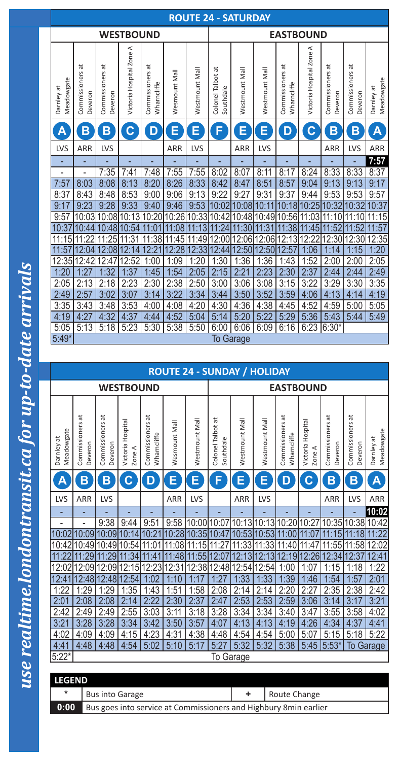*use realtime.londontransit.ca for up-to-date arrivals*

## ROUTE 24 - SATURDAY

| WESTBOUND | | | | | | | | EASTBOUND | | | | | | |
|---|---|---|---|---|---|---|---|---|---|---|---|---|---|---|
| Darnley at Meadowgate | Commissioners at Deveron | Commissioners at Deveron | Victoria Hospital Zone A | Commissioners at Wharncliffe | Wesmount Mall | Westmount Mall | Colonel Talbot at Southdale | Westmount Mall | Westmount Mall | Commissioners at Wharncliffe | Victoria Hospital Zone A | Commissioners at Deveron | Commissioners at Deveron | Darnley at Meadowgate |
| A | B | B | C | D | E | E | F | E | E | D | C | B | B | A |
| LVS | ARR | LVS | | | ARR | LVS | | ARR | LVS | | | ARR | LVS | ARR |
| - | - | - | - | - | - | - | - | - | - | - | - | - | - | **7:57** |
| - | - | 7:35 | 7:41 | 7:48 | 7:55 | 7:55 | 8:02 | 8:07 | 8:11 | 8:17 | 8:24 | 8:33 | 8:33 | 8:37 |
| 7:57 | 8:03 | 8:08 | 8:13 | 8:20 | 8:26 | 8:33 | 8:42 | 8:47 | 8:51 | 8:57 | 9:04 | 9:13 | 9:13 | 9:17 |
| 8:37 | 8:43 | 8:48 | 8:53 | 9:00 | 9:06 | 9:13 | 9:22 | 9:27 | 9:31 | 9:37 | 9:44 | 9:53 | 9:53 | 9:57 |
| 9:17 | 9:23 | 9:28 | 9:33 | 9:40 | 9:46 | 9:53 | 10:02 | 10:08 | 10:11 | 10:18 | 10:25 | 10:32 | 10:32 | 10:37 |
| 9:57 | 10:03 | 10:08 | 10:13 | 10:20 | 10:26 | 10:33 | 10:42 | 10:48 | 10:49 | 10:56 | 11:03 | 11:10 | 11:10 | 11:15 |
| 10:37 | 10:44 | 10:48 | 10:54 | 11:01 | 11:08 | 11:13 | 11:24 | 11:30 | 11:31 | 11:38 | 11:45 | 11:52 | 11:52 | 11:57 |
| 11:15 | 11:22 | 11:25 | 11:31 | 11:38 | 11:45 | 11:49 | 12:00 | 12:06 | 12:06 | 12:13 | 12:22 | 12:30 | 12:30 | 12:35 |
| 11:57 | 12:04 | 12:08 | 12:14 | 12:21 | 12:28 | 12:33 | 12:44 | 12:50 | 12:50 | 12:57 | 1:06 | 1:14 | 1:15 | 1:20 |
| 12:35 | 12:42 | 12:47 | 12:52 | 1:00 | 1:09 | 1:20 | 1:30 | 1:36 | 1:36 | 1:43 | 1:52 | 2:00 | 2:00 | 2:05 |
| 1:20 | 1:27 | 1:32 | 1:37 | 1:45 | 1:54 | 2:05 | 2:15 | 2:21 | 2:23 | 2:30 | 2:37 | 2:44 | 2:44 | 2:49 |
| 2:05 | 2:13 | 2:18 | 2:23 | 2:30 | 2:38 | 2:50 | 3:00 | 3:06 | 3:08 | 3:15 | 3:22 | 3:29 | 3:30 | 3:35 |
| 2:49 | 2:57 | 3:02 | 3:07 | 3:14 | 3:22 | 3:34 | 3:44 | 3:50 | 3:52 | 3:59 | 4:06 | 4:13 | 4:14 | 4:19 |
| 3:35 | 3:43 | 3:48 | 3:53 | 4:00 | 4:08 | 4:20 | 4:30 | 4:36 | 4:38 | 4:45 | 4:52 | 4:59 | 5:00 | 5:05 |
| 4:19 | 4:27 | 4:32 | 4:37 | 4:44 | 4:52 | 5:04 | 5:14 | 5:20 | 5:22 | 5:29 | 5:36 | 5:43 | 5:44 | 5:49 |
| 5:05 | 5:13 | 5:18 | 5:23 | 5:30 | 5:38 | 5:50 | 6:00 | 6:06 | 6:09 | 6:16 | 6:23 | 6:30* | | |
| 5:49* | To Garage | | | | | | | | | | | | | |

## ROUTE 24 - SUNDAY / HOLIDAY

| WESTBOUND | | | | | | | | EASTBOUND | | | | | | |
|---|---|---|---|---|---|---|---|---|---|---|---|---|---|---|
| Darnley at Meadowgate | Commissioners at Deveron | Commissioners at Deveron | Victoria Hospital Zone A | Commissioners at Wharncliffe | Wesmount Mall | Westmount Mall | Colonel Talbot at Southdale | Westmount Mall | Westmount Mall | Commissioners at Wharncliffe | Victoria Hospital Zone A | Commissioners at Deveron | Commissioners at Deveron | Darnley at Meadowgate |
| A | B | B | C | D | E | E | F | E | E | D | C | B | B | A |
| LVS | ARR | LVS | | | ARR | LVS | | ARR | LVS | | | ARR | LVS | ARR |
| - | - | - | - | - | - | - | - | - | - | - | - | - | - | **10:02** |
| - | - | 9:38 | 9:44 | 9:51 | 9:58 | 10:00 | 10:07 | 10:13 | 10:13 | 10:20 | 10:27 | 10:35 | 10:38 | 10:42 |
| 10:02 | 10:09 | 10:09 | 10:14 | 10:21 | 10:28 | 10:35 | 10:47 | 10:53 | 10:53 | 11:00 | 11:07 | 11:15 | 11:18 | 11:22 |
| 10:42 | 10:49 | 10:49 | 10:54 | 11:01 | 11:08 | 11:15 | 11:27 | 11:33 | 11:33 | 11:40 | 11:47 | 11:55 | 11:58 | 12:02 |
| 11:22 | 11:29 | 11:29 | 11:34 | 11:41 | 11:48 | 11:55 | 12:07 | 12:13 | 12:13 | 12:19 | 12:26 | 12:34 | 12:37 | 12:41 |
| 12:02 | 12:09 | 12:09 | 12:15 | 12:23 | 12:31 | 12:38 | 12:48 | 12:54 | 12:54 | 1:00 | 1:07 | 1:15 | 1:18 | 1:22 |
| 12:41 | 12:48 | 12:48 | 12:54 | 1:02 | 1:10 | 1:17 | 1:27 | 1:33 | 1:33 | 1:39 | 1:46 | 1:54 | 1:57 | 2:01 |
| 1:22 | 1:29 | 1:29 | 1:35 | 1:43 | 1:51 | 1:58 | 2:08 | 2:14 | 2:14 | 2:20 | 2:27 | 2:35 | 2:38 | 2:42 |
| 2:01 | 2:08 | 2:08 | 2:14 | 2:22 | 2:30 | 2:37 | 2:47 | 2:53 | 2:53 | 2:59 | 3:06 | 3:14 | 3:17 | 3:21 |
| 2:42 | 2:49 | 2:49 | 2:55 | 3:03 | 3:11 | 3:18 | 3:28 | 3:34 | 3:34 | 3:40 | 3:47 | 3:55 | 3:58 | 4:02 |
| 3:21 | 3:28 | 3:28 | 3:34 | 3:42 | 3:50 | 3:57 | 4:07 | 4:13 | 4:13 | 4:19 | 4:26 | 4:34 | 4:37 | 4:41 |
| 4:02 | 4:09 | 4:09 | 4:15 | 4:23 | 4:31 | 4:38 | 4:48 | 4:54 | 4:54 | 5:00 | 5:07 | 5:15 | 5:18 | 5:22 |
| 4:41 | 4:48 | 4:48 | 4:54 | 5:02 | 5:10 | 5:17 | 5:27 | 5:32 | 5:32 | 5:38 | 5:45 | 5:53* | To Garage | |
| 5:22* | To Garage | | | | | | | | | | | | | |

## LEGEND

| | | | |
|---|---|---|---|
| * | Bus into Garage | + | Route Change |
| **0:00** | Bus goes into service at Commissioners and Highbury 8min earlier | | |